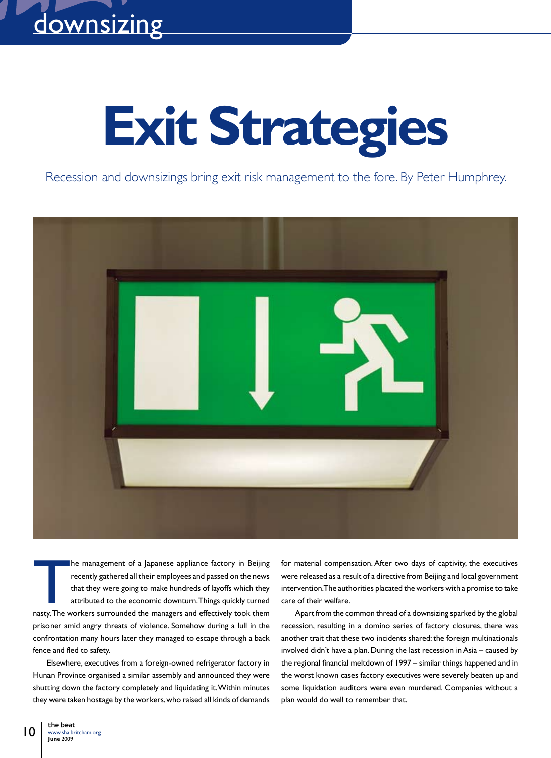downsizing

# Exit Strategies

Recession and downsizings bring exit risk management to the fore. By Peter Humphrey.

The management of a Japanese appliance factory in Beijing recently gathered all their employees and passed on the news that they were going to make hundreds of layoffs which they attributed to the economic downturn. Things quickly turned nasty. The workers surrounded the managers and effectively took them prisoner amid angry threats of violence. Somehow during a lull in the confrontation many hours later they managed to escape through a back fence and fled to safety.

Elsewhere, executives from a foreign-owned refrigerator factory in Hunan Province organised a similar assembly and announced they were shutting down the factory completely and liquidating it. Within minutes they were taken hostage by the workers, who raised all kinds of demands for material compensation. After two days of captivity, the executives were released as a result of a directive from Beijing and local government intervention. The authorities placated the workers with a promise to take care of their welfare.

Apart from the common thread of a downsizing sparked by the global recession, resulting in a domino series of factory closures, there was another trait that these two incidents shared: the foreign multinationals involved didn't have a plan. During the last recession in Asia – caused by the regional financial meltdown of 1997 – similar things happened and in the worst known cases factory executives were severely beaten up and some liquidation auditors were even murdered. Companies without a plan would do well to remember that.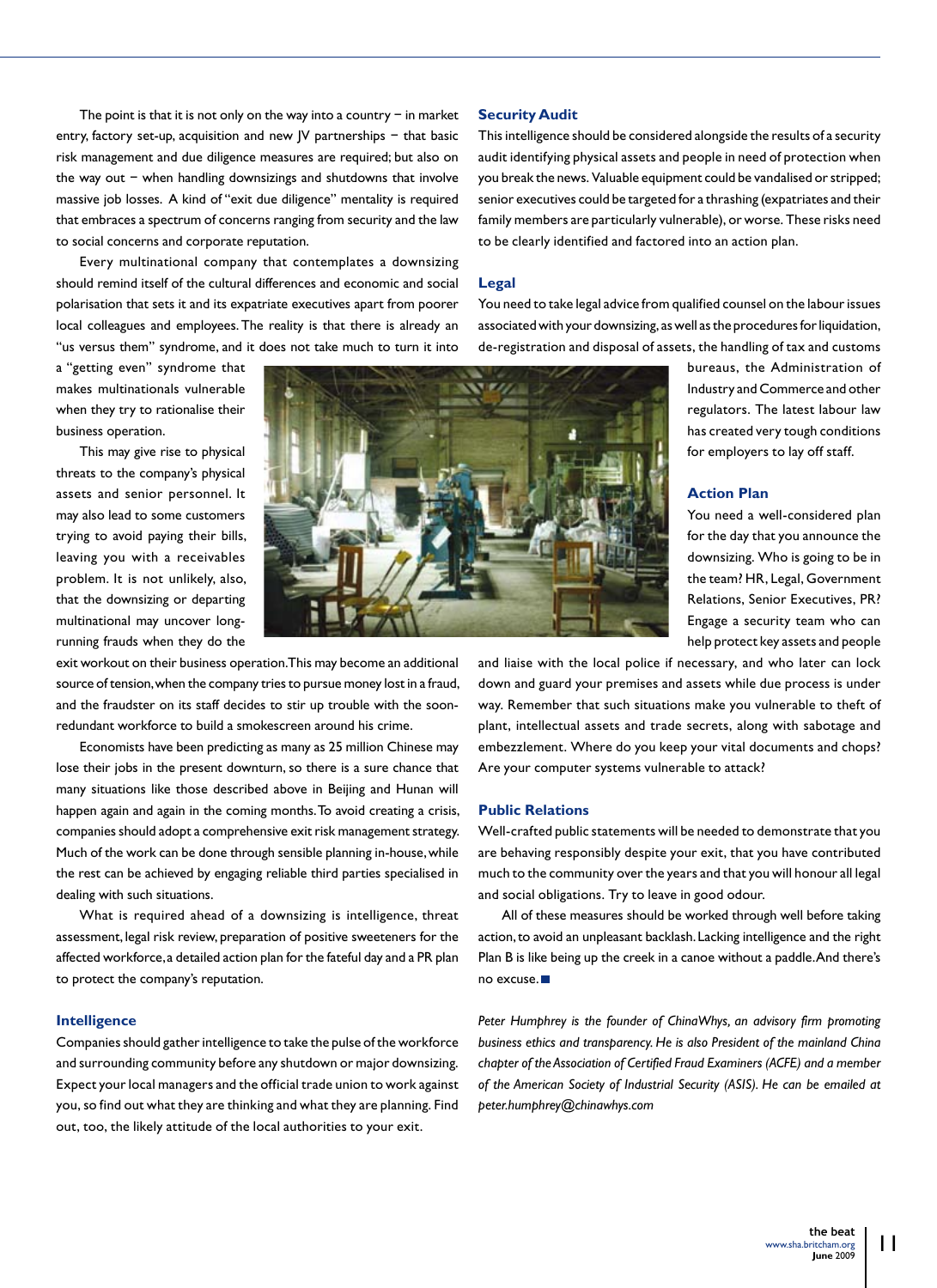The point is that it is not only on the way into a country – in market entry, factory set-up, acquisition and new JV partnerships – that basic risk management and due diligence measures are required; but also on the way out – when handling downsizings and shutdowns that involve massive job losses. A kind of "exit due diligence" mentality is required that embraces a spectrum of concerns ranging from security and the law to social concerns and corporate reputation.

Every multinational company that contemplates a downsizing should remind itself of the cultural differences and economic and social polarisation that sets it and its expatriate executives apart from poorer local colleagues and employees. The reality is that there is already an "us versus them" syndrome, and it does not take much to turn it into a "getting even" syndrome that makes multinationals vulnerable when they try to rationalise their business operation.

This may give rise to physical threats to the company's physical assets and senior personnel. It may also lead to some customers trying to avoid paying their bills, leaving you with a receivables problem. It is not unlikely, also, that the downsizing or departing multinational may uncover long-running frauds when they do the exit workout on their business operation. This may become an additional source of tension, when the company tries to pursue money lost in a fraud, and the fraudster on its staff decides to stir up trouble with the soon-redundant workforce to build a smokescreen around his crime.

Economists have been predicting as many as 25 million Chinese may lose their jobs in the present downturn, so there is a sure chance that many situations like those described above in Beijing and Hunan will happen again and again in the coming months. To avoid creating a crisis, companies should adopt a comprehensive exit risk management strategy. Much of the work can be done through sensible planning in-house, while the rest can be achieved by engaging reliable third parties specialised in dealing with such situations.

What is required ahead of a downsizing is intelligence, threat assessment, legal risk review, preparation of positive sweeteners for the affected workforce, a detailed action plan for the fateful day and a PR plan to protect the company's reputation.

## Intelligence

Companies should gather intelligence to take the pulse of the workforce and surrounding community before any shutdown or major downsizing. Expect your local managers and the official trade union to work against you, so find out what they are thinking and what they are planning. Find out, too, the likely attitude of the local authorities to your exit.

## Security Audit

This intelligence should be considered alongside the results of a security audit identifying physical assets and people in need of protection when you break the news. Valuable equipment could be vandalised or stripped; senior executives could be targeted for a thrashing (expatriates and their family members are particularly vulnerable), or worse. These risks need to be clearly identified and factored into an action plan.

## Legal

You need to take legal advice from qualified counsel on the labour issues associated with your downsizing, as well as the procedures for liquidation, de-registration and disposal of assets, the handling of tax and customs bureaus, the Administration of Industry and Commerce and other regulators. The latest labour law has created very tough conditions for employers to lay off staff.

## Action Plan

You need a well-considered plan for the day that you announce the downsizing. Who is going to be in the team? HR, Legal, Government Relations, Senior Executives, PR? Engage a security team who can help protect key assets and people and liaise with the local police if necessary, and who later can lock down and guard your premises and assets while due process is under way. Remember that such situations make you vulnerable to theft of plant, intellectual assets and trade secrets, along with sabotage and embezzlement. Where do you keep your vital documents and chops? Are your computer systems vulnerable to attack?

## Public Relations

Well-crafted public statements will be needed to demonstrate that you are behaving responsibly despite your exit, that you have contributed much to the community over the years and that you will honour all legal and social obligations. Try to leave in good odour.

All of these measures should be worked through well before taking action, to avoid an unpleasant backlash. Lacking intelligence and the right Plan B is like being up the creek in a canoe without a paddle. And there's no excuse. ■

*Peter Humphrey is the founder of ChinaWhys, an advisory firm promoting business ethics and transparency. He is also President of the mainland China chapter of the Association of Certified Fraud Examiners (ACFE) and a member of the American Society of Industrial Security (ASIS). He can be emailed at peter.humphrey@chinawhys.com*